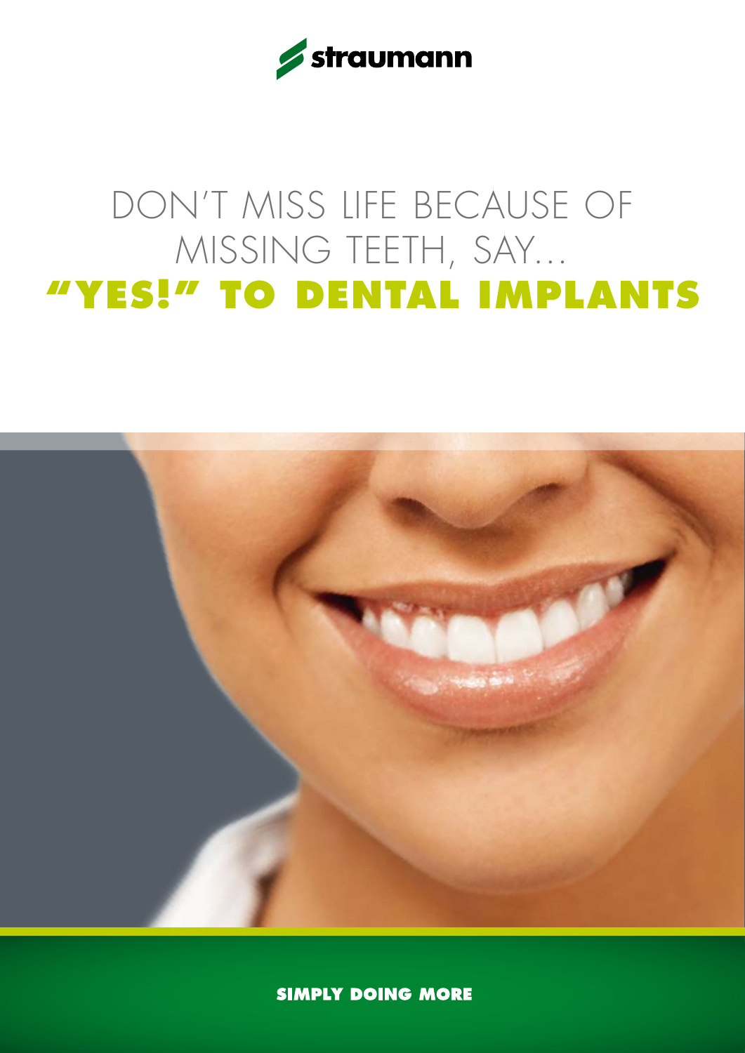straumann

# DON'T MISS LIFE BECAUSE OF MISSING TEETH, SAY… **"YES!" TO DENTAL IMPLANTS**

**SIMPLY DOING MORE**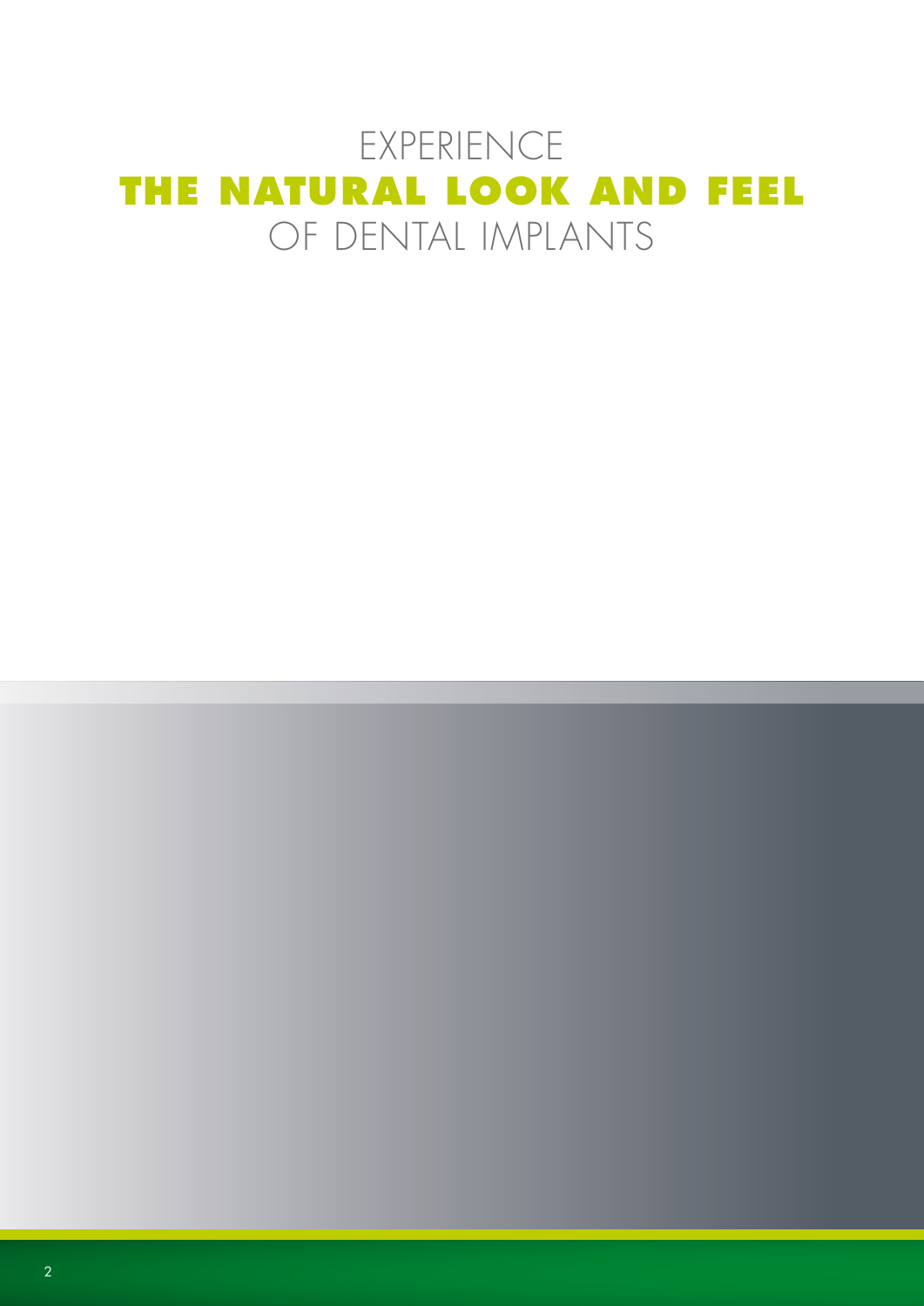# EXPERIENCE **THE NATURAL LOOK AND FEEL** OF DENTAL IMPLANTS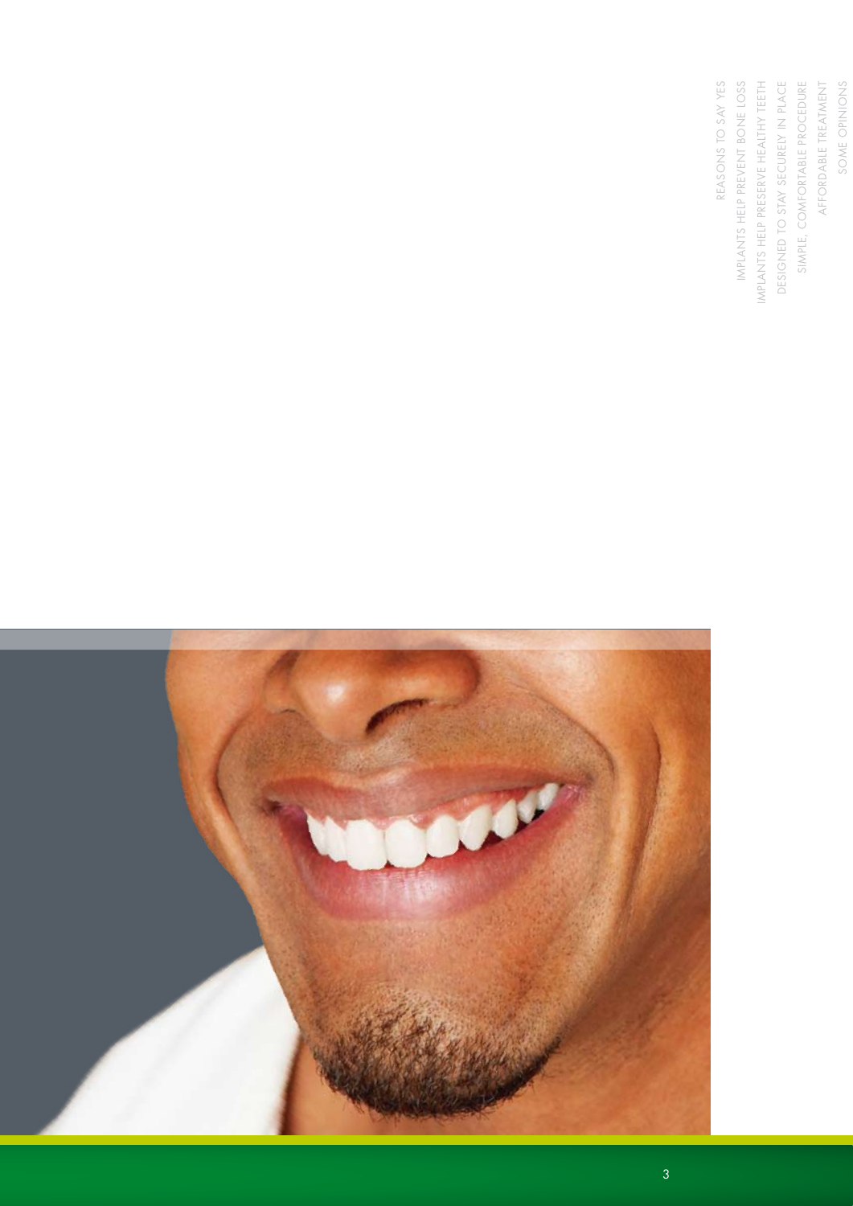- REASONS TO SAY YES
- IMPLANTS HELP PREVENT BONE LOSS
- IMPLANTS HELP PRESERVE HEALTHY TEETH
- DESIGNED TO STAY SECURELY IN PLACE
- SIMPLE, COMFORTABLE PROCEDURE
- AFFORDABLE TREATMENT
- SOME OPINIONS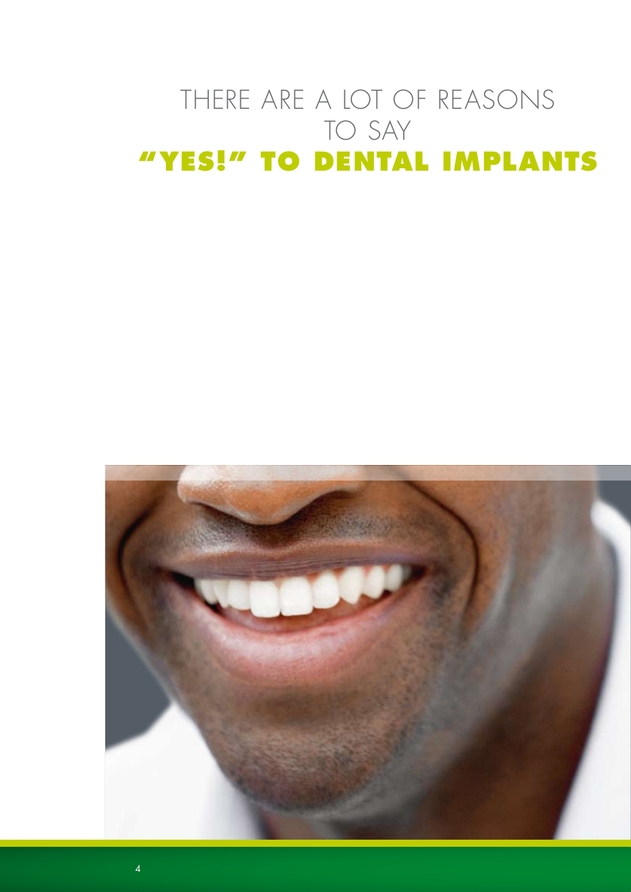# THERE ARE A LOT OF REASONS TO SAY **"YES!" TO DENTAL IMPLANTS**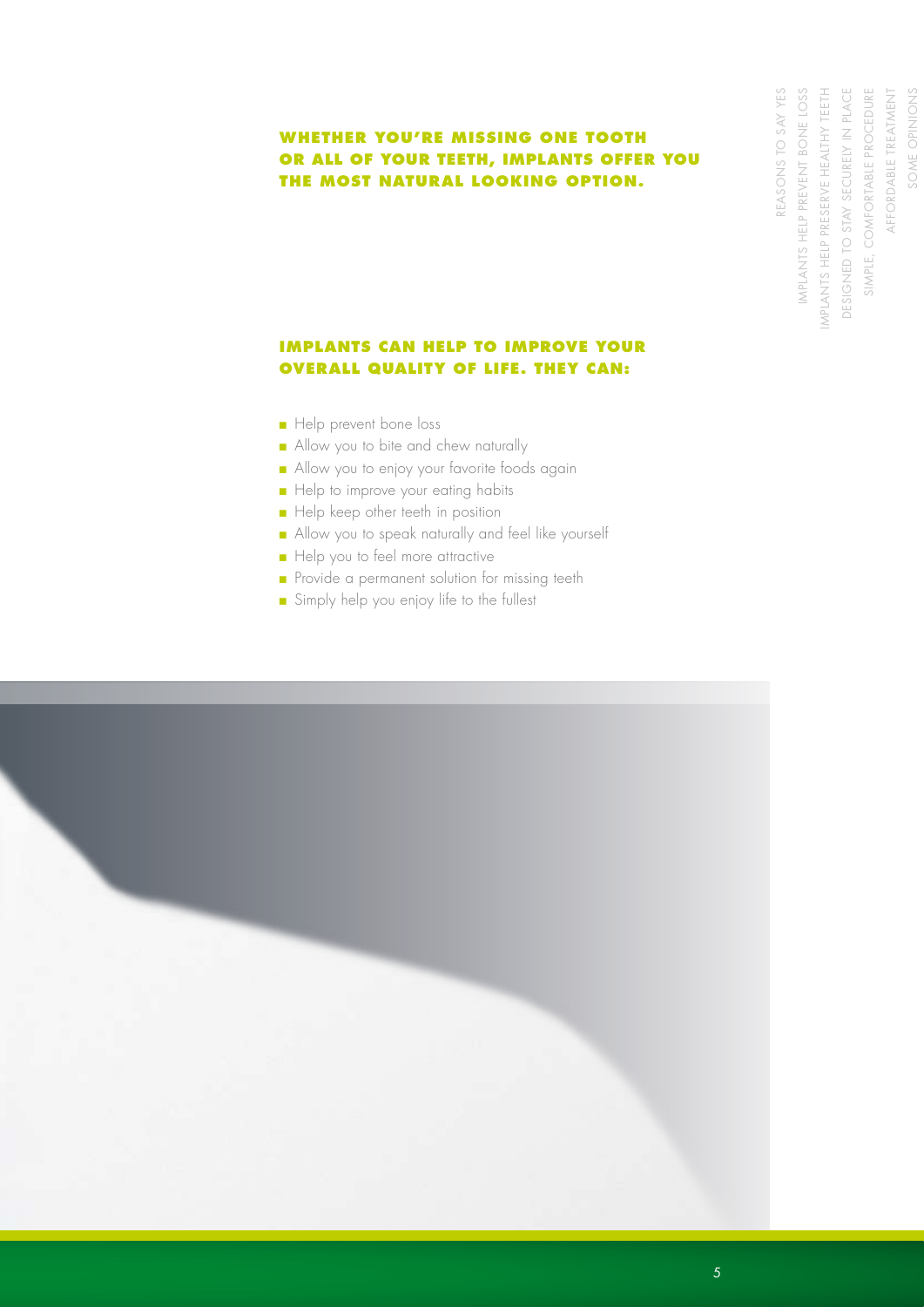**WHETHER YOU'RE MISSING ONE TOOTH OR ALL OF YOUR TEETH, IMPLANTS OFFER YOU THE MOST NATURAL LOOKING OPTION.**

**IMPLANTS CAN HELP TO IMPROVE YOUR OVERALL QUALITY OF LIFE. THEY CAN:**

- Help prevent bone loss
- Allow you to bite and chew naturally
- Allow you to enjoy your favorite foods again
- Help to improve your eating habits
- Help keep other teeth in position
- Allow you to speak naturally and feel like yourself
- Help you to feel more attractive
- Provide a permanent solution for missing teeth
- Simply help you enjoy life to the fullest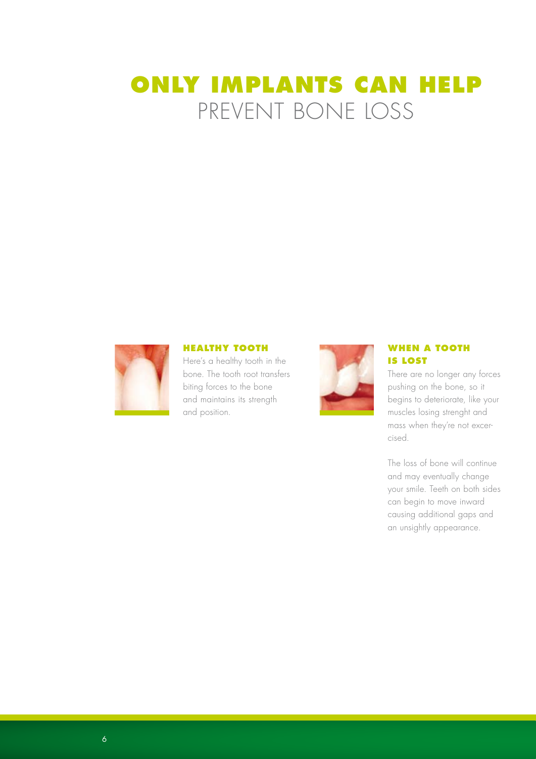# ONLY IMPLANTS CAN HELP PREVENT BONE LOSS

### HEALTHY TOOTH

Here's a healthy tooth in the bone. The tooth root transfers biting forces to the bone and maintains its strength and position.

### WHEN A TOOTH IS LOST

There are no longer any forces pushing on the bone, so it begins to deteriorate, like your muscles losing strenght and mass when they're not excer-cised.

The loss of bone will continue and may eventually change your smile. Teeth on both sides can begin to move inward causing additional gaps and an unsightly appearance.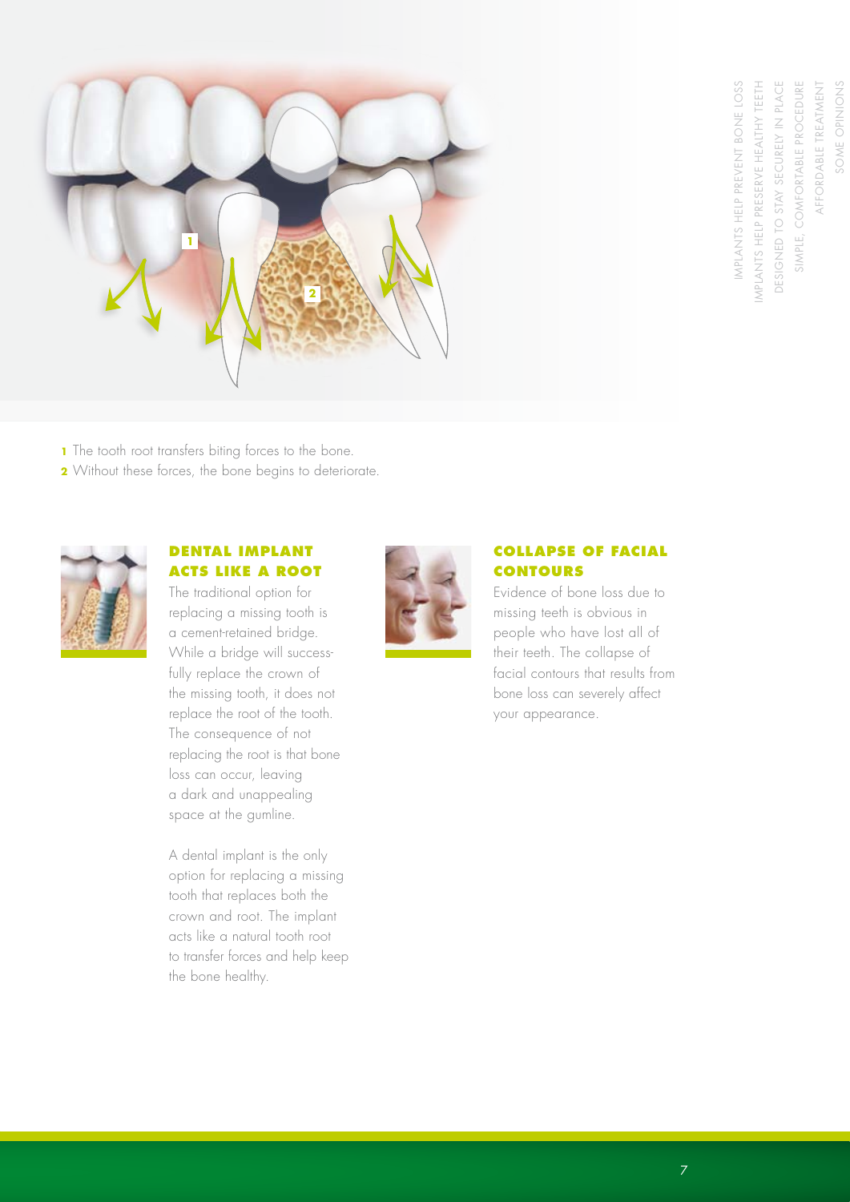**1** The tooth root transfers biting forces to the bone.
**2** Without these forces, the bone begins to deteriorate.

## DENTAL IMPLANT ACTS LIKE A ROOT

The traditional option for replacing a missing tooth is a cement-retained bridge. While a bridge will successfully replace the crown of the missing tooth, it does not replace the root of the tooth. The consequence of not replacing the root is that bone loss can occur, leaving a dark and unappealing space at the gumline.

A dental implant is the only option for replacing a missing tooth that replaces both the crown and root. The implant acts like a natural tooth root to transfer forces and help keep the bone healthy.

## COLLAPSE OF FACIAL CONTOURS

Evidence of bone loss due to missing teeth is obvious in people who have lost all of their teeth. The collapse of facial contours that results from bone loss can severely affect your appearance.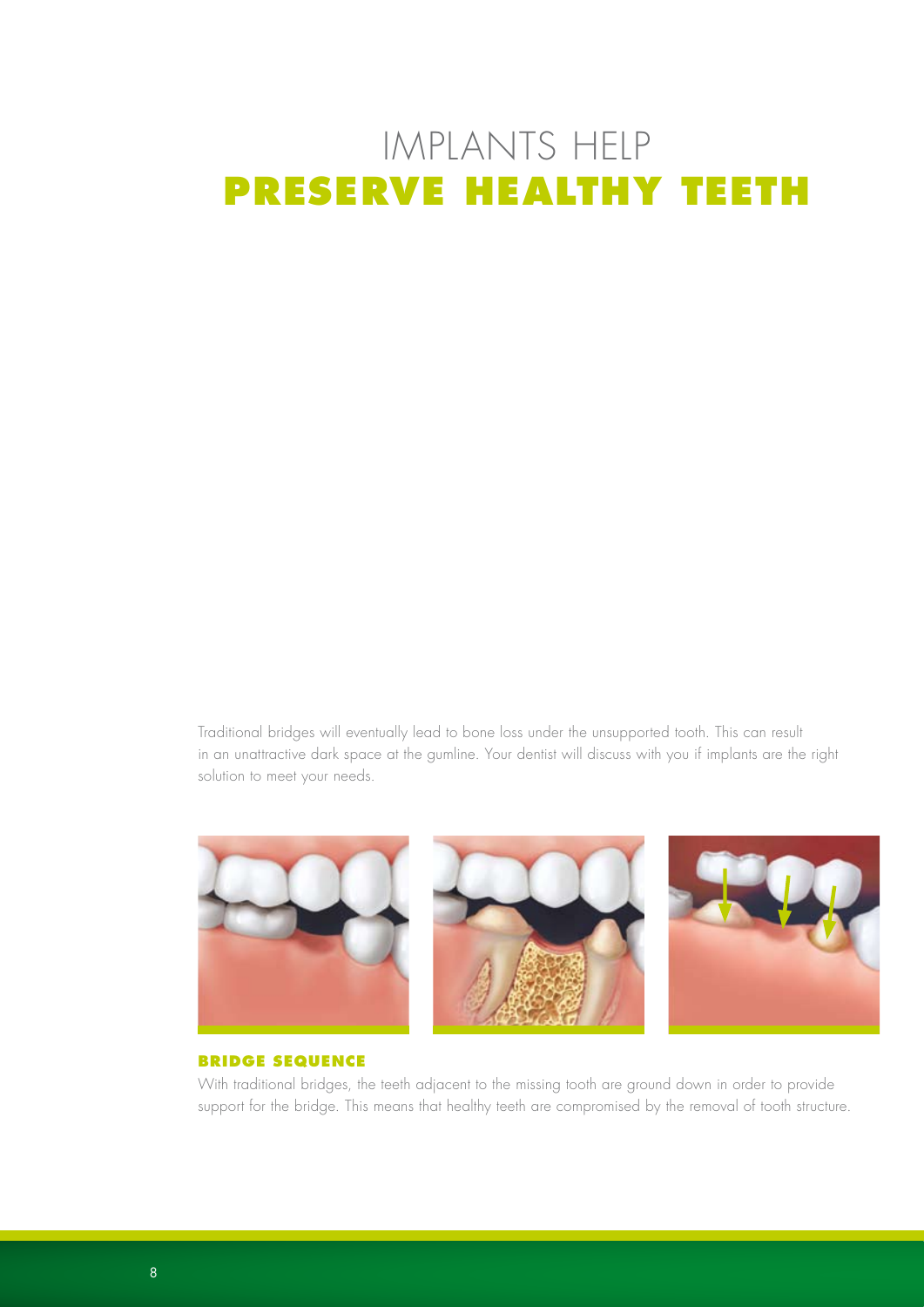# IMPLANTS HELP **PRESERVE HEALTHY TEETH**

Traditional bridges will eventually lead to bone loss under the unsupported tooth. This can result in an unattractive dark space at the gumline. Your dentist will discuss with you if implants are the right solution to meet your needs.

**BRIDGE SEQUENCE**

With traditional bridges, the teeth adjacent to the missing tooth are ground down in order to provide support for the bridge. This means that healthy teeth are compromised by the removal of tooth structure.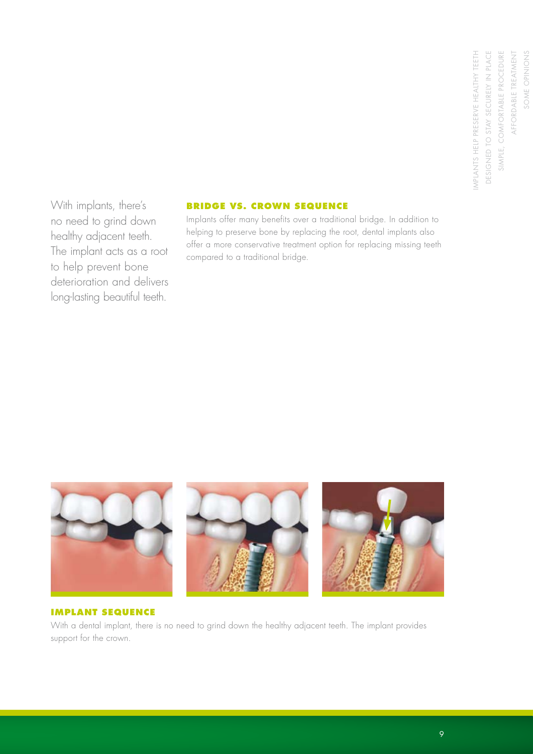With implants, there's no need to grind down healthy adjacent teeth. The implant acts as a root to help prevent bone deterioration and delivers long-lasting beautiful teeth.

### BRIDGE VS. CROWN SEQUENCE

Implants offer many benefits over a traditional bridge. In addition to helping to preserve bone by replacing the root, dental implants also offer a more conservative treatment option for replacing missing teeth compared to a traditional bridge.

### IMPLANT SEQUENCE

With a dental implant, there is no need to grind down the healthy adjacent teeth. The implant provides support for the crown.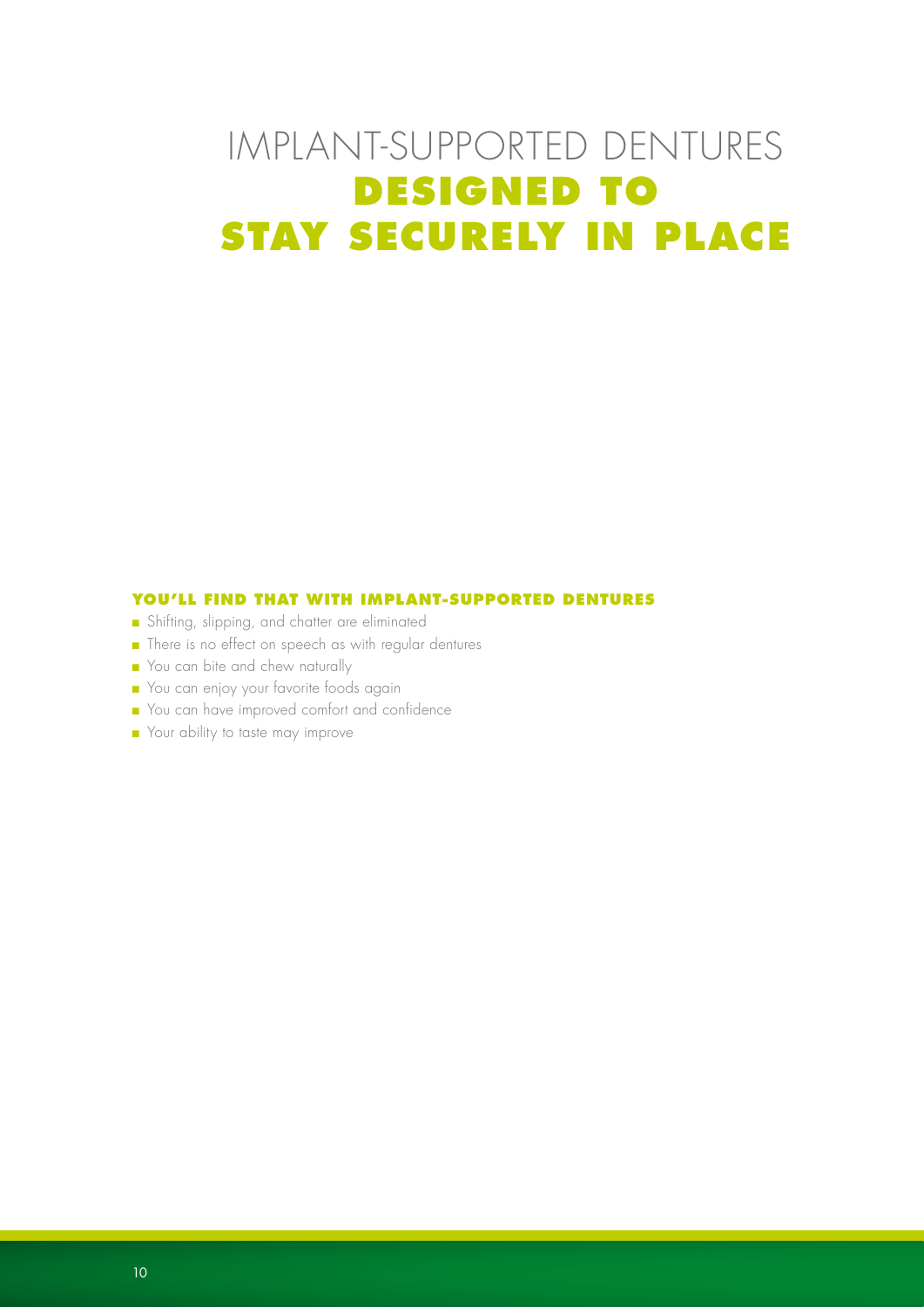# IMPLANT-SUPPORTED DENTURES **DESIGNED TO STAY SECURELY IN PLACE**

**YOU'LL FIND THAT WITH IMPLANT-SUPPORTED DENTURES**

- Shifting, slipping, and chatter are eliminated
- There is no effect on speech as with regular dentures
- You can bite and chew naturally
- You can enjoy your favorite foods again
- You can have improved comfort and confidence
- Your ability to taste may improve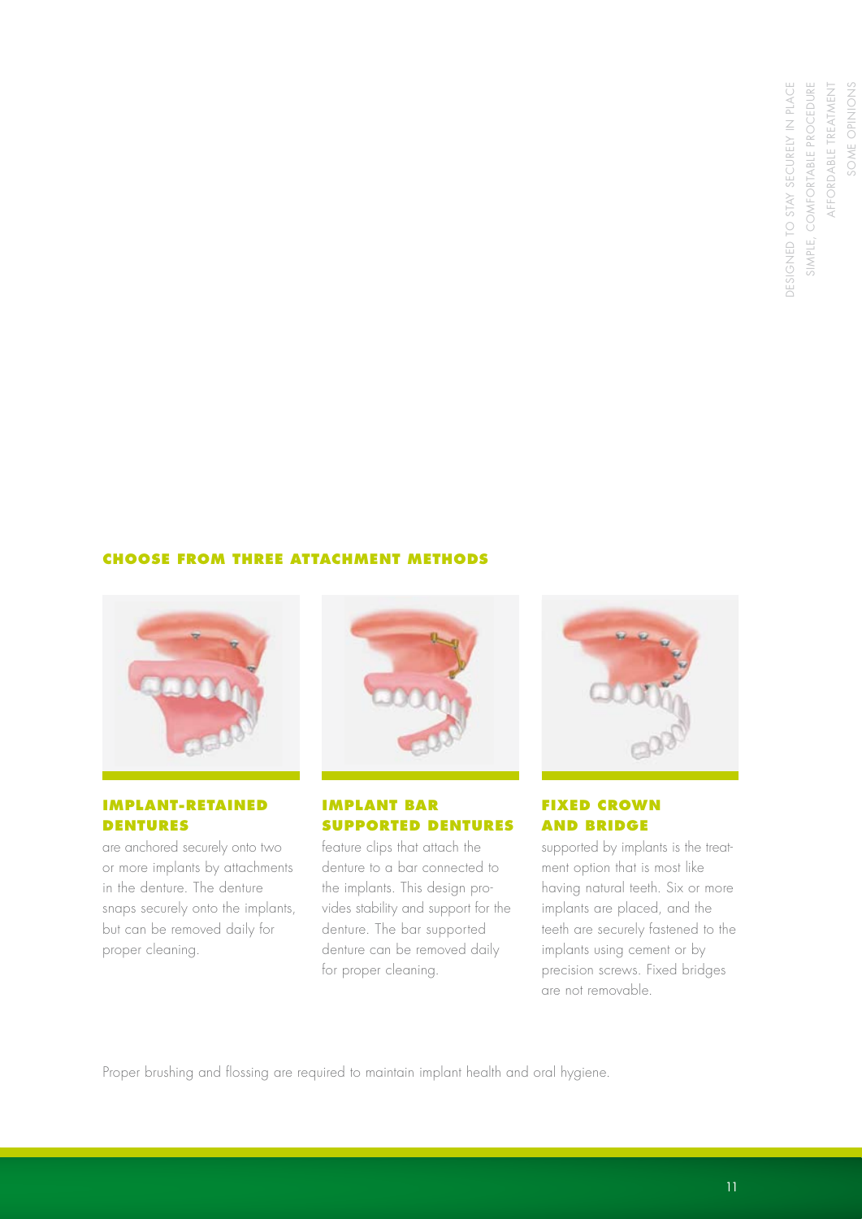## CHOOSE FROM THREE ATTACHMENT METHODS

### IMPLANT-RETAINED DENTURES

are anchored securely onto two or more implants by attachments in the denture. The denture snaps securely onto the implants, but can be removed daily for proper cleaning.

### IMPLANT BAR SUPPORTED DENTURES

feature clips that attach the denture to a bar connected to the implants. This design provides stability and support for the denture. The bar supported denture can be removed daily for proper cleaning.

### FIXED CROWN AND BRIDGE

supported by implants is the treatment option that is most like having natural teeth. Six or more implants are placed, and the teeth are securely fastened to the implants using cement or by precision screws. Fixed bridges are not removable.

Proper brushing and flossing are required to maintain implant health and oral hygiene.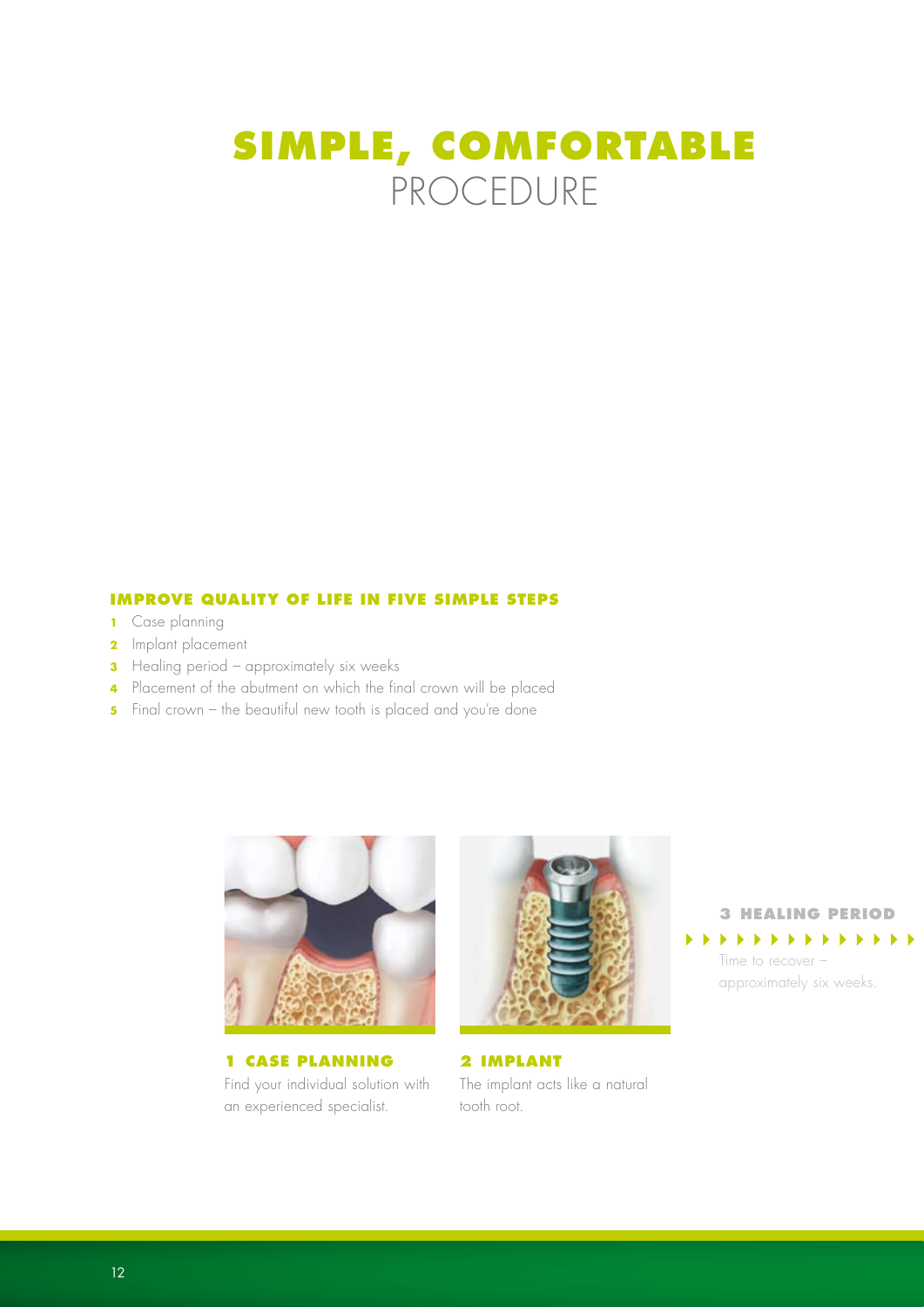# SIMPLE, COMFORTABLE PROCEDURE

**IMPROVE QUALITY OF LIFE IN FIVE SIMPLE STEPS**

1. Case planning
2. Implant placement
3. Healing period – approximately six weeks
4. Placement of the abutment on which the final crown will be placed
5. Final crown – the beautiful new tooth is placed and you're done

**1 CASE PLANNING**

Find your individual solution with an experienced specialist.

**2 IMPLANT**

The implant acts like a natural tooth root.

**3 HEALING PERIOD**

Time to recover – approximately six weeks.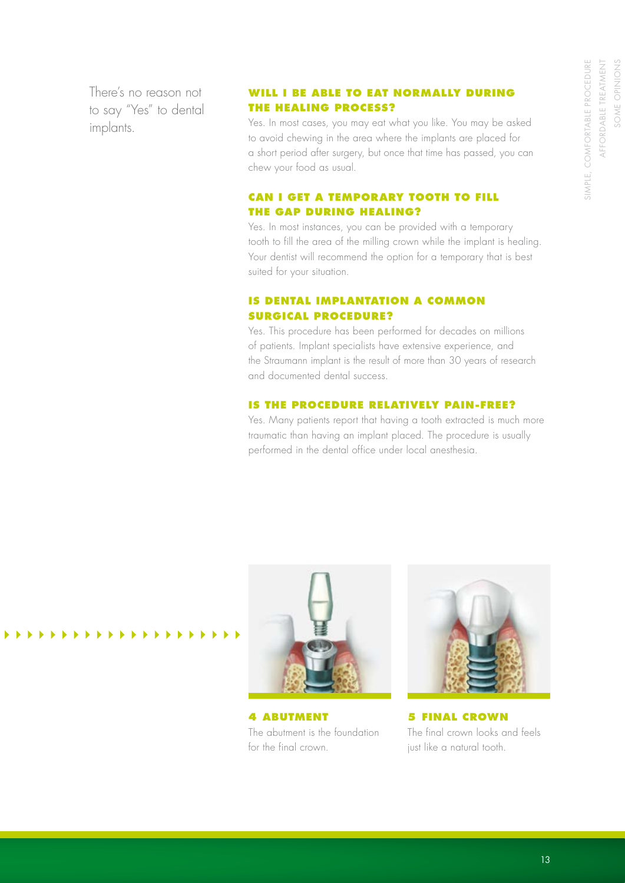There's no reason not to say "Yes" to dental implants.

### WILL I BE ABLE TO EAT NORMALLY DURING THE HEALING PROCESS?

Yes. In most cases, you may eat what you like. You may be asked to avoid chewing in the area where the implants are placed for a short period after surgery, but once that time has passed, you can chew your food as usual.

### CAN I GET A TEMPORARY TOOTH TO FILL THE GAP DURING HEALING?

Yes. In most instances, you can be provided with a temporary tooth to fill the area of the milling crown while the implant is healing. Your dentist will recommend the option for a temporary that is best suited for your situation.

### IS DENTAL IMPLANTATION A COMMON SURGICAL PROCEDURE?

Yes. This procedure has been performed for decades on millions of patients. Implant specialists have extensive experience, and the Straumann implant is the result of more than 30 years of research and documented dental success.

### IS THE PROCEDURE RELATIVELY PAIN-FREE?

Yes. Many patients report that having a tooth extracted is much more traumatic than having an implant placed. The procedure is usually performed in the dental office under local anesthesia.

**4 ABUTMENT**
The abutment is the foundation for the final crown.

**5 FINAL CROWN**
The final crown looks and feels just like a natural tooth.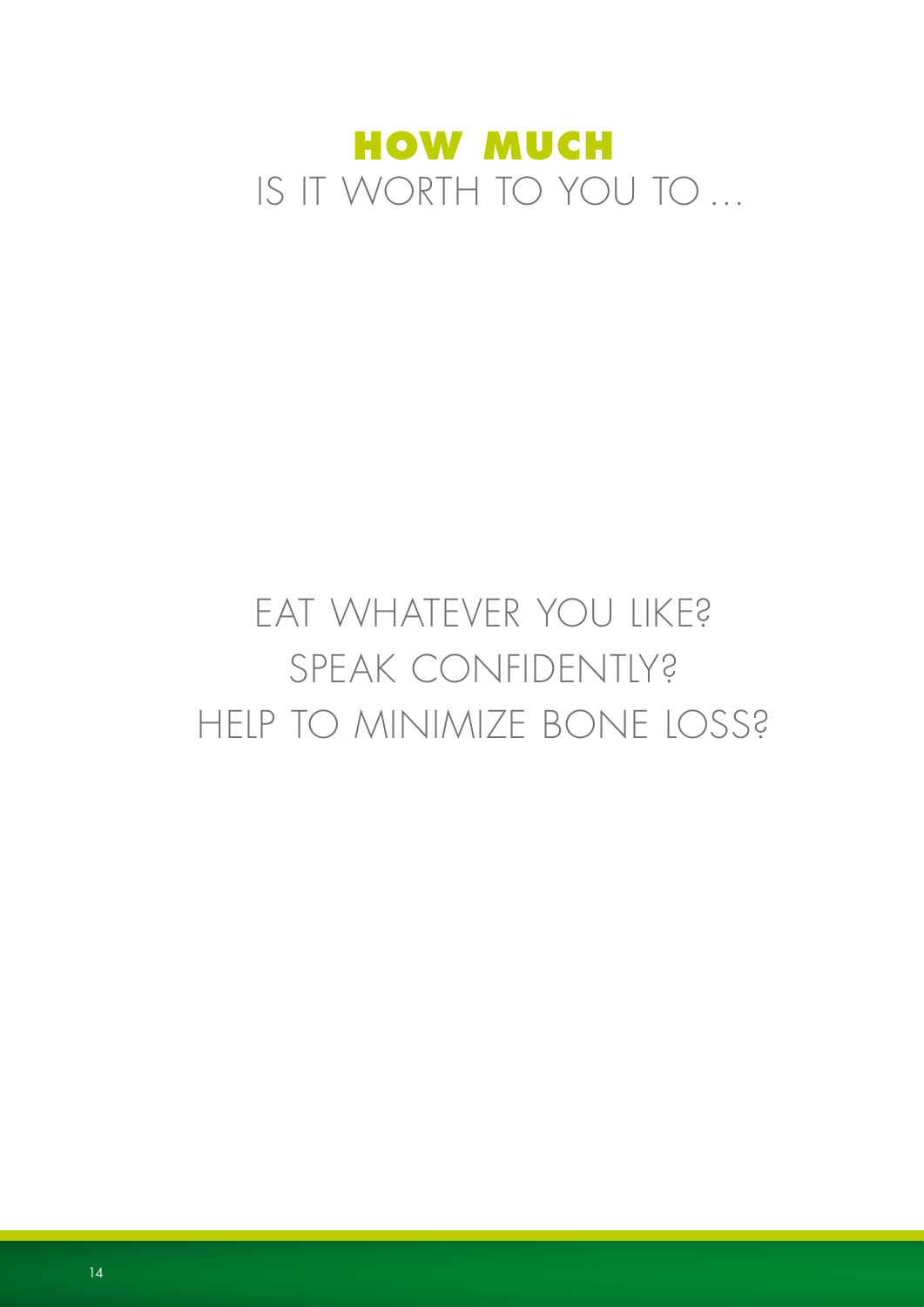# HOW MUCH
IS IT WORTH TO YOU TO …

EAT WHATEVER YOU LIKE?
SPEAK CONFIDENTLY?
HELP TO MINIMIZE BONE LOSS?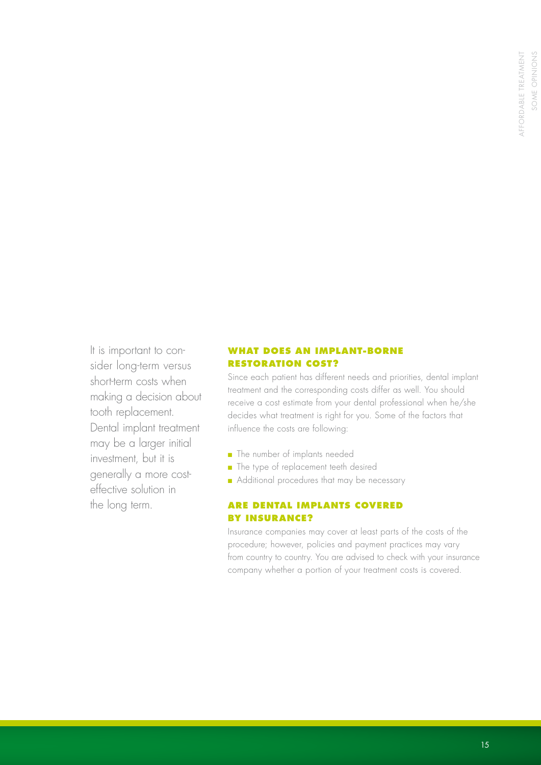It is important to consider long-term versus short-term costs when making a decision about tooth replacement. Dental implant treatment may be a larger initial investment, but it is generally a more cost-effective solution in the long term.

### WHAT DOES AN IMPLANT-BORNE RESTORATION COST?

Since each patient has different needs and priorities, dental implant treatment and the corresponding costs differ as well. You should receive a cost estimate from your dental professional when he/she decides what treatment is right for you. Some of the factors that influence the costs are following:

- The number of implants needed
- The type of replacement teeth desired
- Additional procedures that may be necessary

### ARE DENTAL IMPLANTS COVERED BY INSURANCE?

Insurance companies may cover at least parts of the costs of the procedure; however, policies and payment practices may vary from country to country. You are advised to check with your insurance company whether a portion of your treatment costs is covered.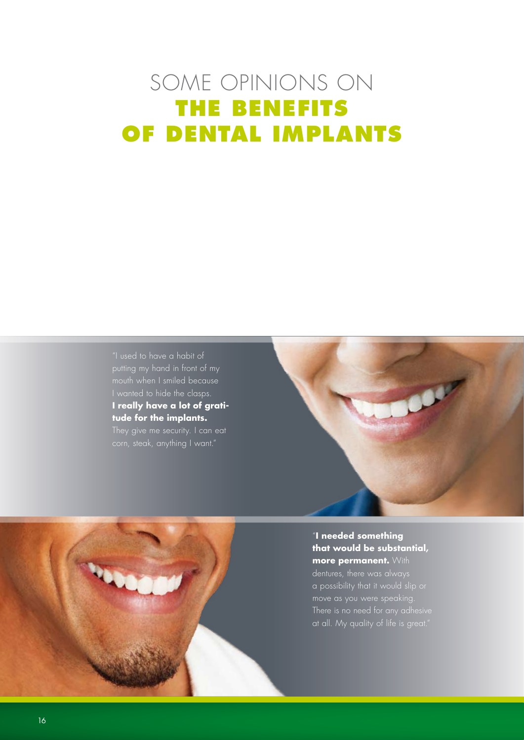# SOME OPINIONS ON **THE BENEFITS OF DENTAL IMPLANTS**

"I used to have a habit of putting my hand in front of my mouth when I smiled because I wanted to hide the clasps. **I really have a lot of gratitude for the implants.** They give me security. I can eat corn, steak, anything I want."

"**I needed something that would be substantial, more permanent.** With dentures, there was always a possibility that it would slip or move as you were speaking. There is no need for any adhesive at all. My quality of life is great."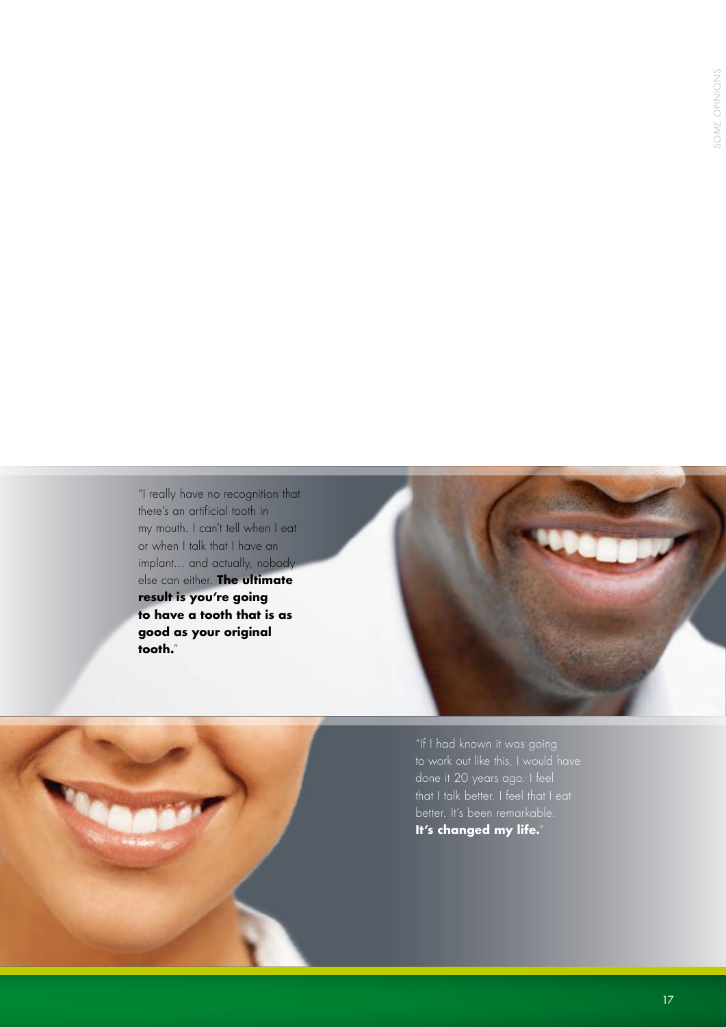"I really have no recognition that there's an artificial tooth in my mouth. I can't tell when I eat or when I talk that I have an implant... and actually, nobody else can either. **The ultimate result is you're going to have a tooth that is as good as your original tooth.**"

"If I had known it was going to work out like this, I would have done it 20 years ago. I feel that I talk better. I feel that I eat better. It's been remarkable. **It's changed my life.**"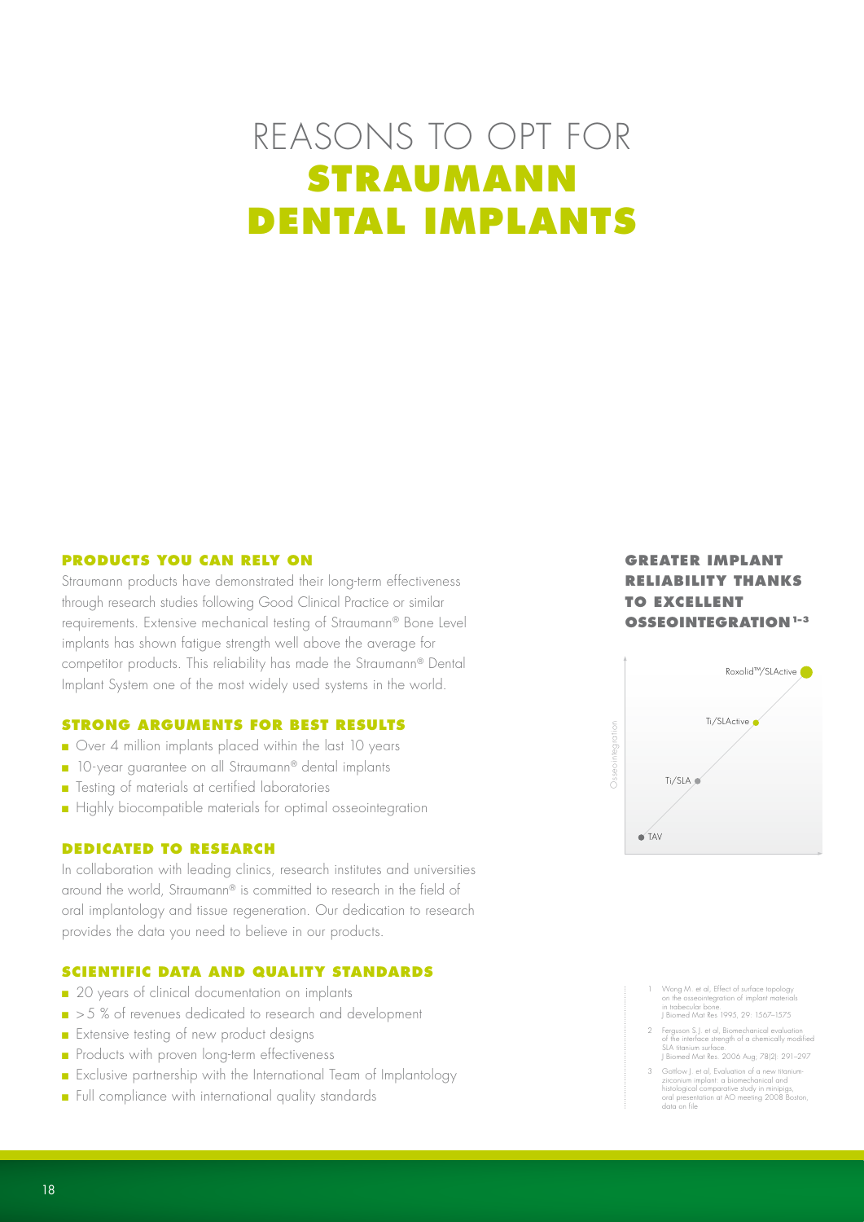# REASONS TO OPT FOR **STRAUMANN DENTAL IMPLANTS**

### PRODUCTS YOU CAN RELY ON

Straumann products have demonstrated their long-term effectiveness through research studies following Good Clinical Practice or similar requirements. Extensive mechanical testing of Straumann® Bone Level implants has shown fatigue strength well above the average for competitor products. This reliability has made the Straumann® Dental Implant System one of the most widely used systems in the world.

### STRONG ARGUMENTS FOR BEST RESULTS

- Over 4 million implants placed within the last 10 years
- 10-year guarantee on all Straumann® dental implants
- Testing of materials at certified laboratories
- Highly biocompatible materials for optimal osseointegration

### DEDICATED TO RESEARCH

In collaboration with leading clinics, research institutes and universities around the world, Straumann® is committed to research in the field of oral implantology and tissue regeneration. Our dedication to research provides the data you need to believe in our products.

### SCIENTIFIC DATA AND QUALITY STANDARDS

- 20 years of clinical documentation on implants
- >5 % of revenues dedicated to research and development
- Extensive testing of new product designs
- Products with proven long-term effectiveness
- Exclusive partnership with the International Team of Implantology
- Full compliance with international quality standards

### GREATER IMPLANT RELIABILITY THANKS TO EXCELLENT OSSEOINTEGRATION[1–3]

Osseointegration

- TAV
- Ti/SLA
- Ti/SLActive
- Roxolid™/SLActive

1. Wong M. et al, Effect of surface topology on the osseointegration of implant materials in trabecular bone. J Biomed Mat Res 1995, 29: 1567–1575
2. Ferguson S.J. et al, Biomechanical evaluation of the interface strength of a chemically modified SLA titanium surface. J Biomed Mat Res. 2006 Aug; 78(2): 291–297
3. Gottlow J. et al, Evaluation of a new titanium-zirconium implant: a biomechanical and histological comparative study in minipigs, oral presentation at AO meeting 2008 Boston, data on file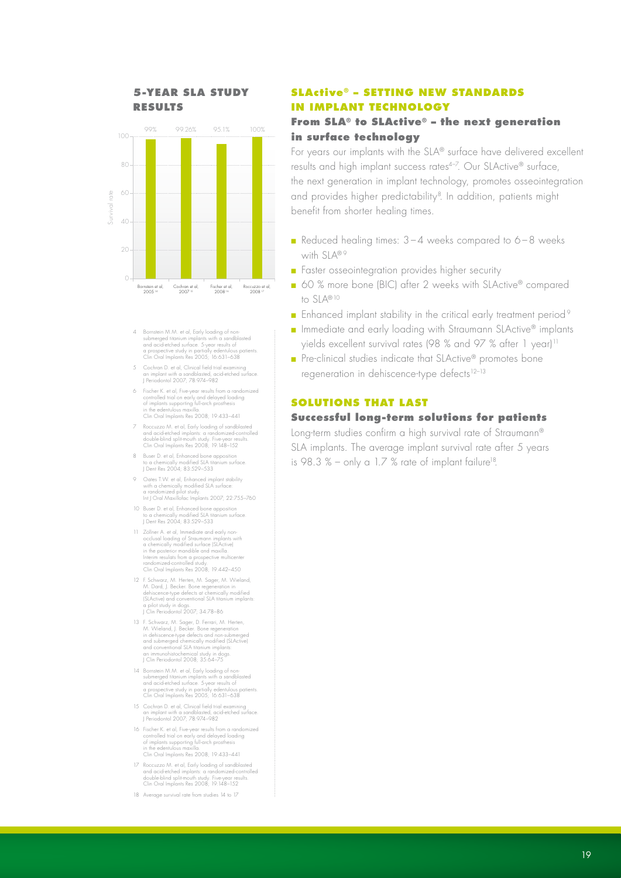## 5-YEAR SLA STUDY RESULTS

| Study | Survival rate |
|---|---|
| Bornstein et al, 2005[14] | 99% |
| Cochran et al, 2007[15] | 99.26% |
| Fischer et al, 2008[16] | 95.1% |
| Roccuzzo et al, 2008[17] | 100% |

4 Bornstein M.M. et al, Early loading of non-submerged titanium implants with a sandblasted and acid-etched surface. 5-year results of a prospective study in partially edentulous patients. Clin Oral Implants Res 2005; 16:631–638

5 Cochran D. et al, Clinical field trial examining an implant with a sandblasted, acid-etched surface. J Periodontol 2007; 78:974–982

6 Fischer K. et al, Five-year results from a randomized controlled trial on early and delayed loading of implants supporting full-arch prosthesis in the edentulous maxilla. Clin Oral Implants Res 2008; 19:433–441

7 Roccuzzo M. et al, Early loading of sandblasted and acid-etched implants: a randomized-controlled double-blind split-mouth study. Five-year results. Clin Oral Implants Res 2008; 19:148–152

8 Buser D. et al, Enhanced bone apposition to a chemically modified SLA titanium surface. J Dent Res 2004; 83:529–533

9 Oates T.W. et al, Enhanced implant stability with a chemically modified SLA surface: a randomized pilot study. Int J Oral Maxillofac Implants 2007; 22:755–760

10 Buser D. et al, Enhanced bone apposition to a chemically modified SLA titanium surface. J Dent Res 2004; 83:529–533

11 Zöllner A. et al, Immediate and early non-occlusal loading of Straumann implants with a chemically modified surface (SLActive) in the posterior mandible and maxilla: Interim results from a prospective multicenter randomized-controlled study. Clin Oral Implants Res 2008; 19:442–450

12 F. Schwarz, M. Herten, M. Sager, M. Wieland, M. Dard, J. Becker. Bone regeneration in dehiscence-type defects at chemically modified (SLActive) and conventional SLA titanium implants: a pilot study in dogs. J Clin Periodontol 2007; 34:78–86

13 F. Schwarz, M. Sager, D. Ferrari, M. Herten, M. Wieland, J. Becker. Bone regeneration in dehiscence-type defects and non-submerged and submerged chemically modified (SLActive) and conventional SLA titanium implants: an immunohistochemical study in dogs. J Clin Periodontol 2008; 35:64–75

14 Bornstein M.M. et al, Early loading of non-submerged titanium implants with a sandblasted and acid-etched surface. 5-year results of a prospective study in partially edentulous patients. Clin Oral Implants Res 2005; 16:631–638

15 Cochran D. et al, Clinical field trial examining an implant with a sandblasted, acid-etched surface. J Periodontol 2007; 78:974–982

16 Fischer K. et al, Five-year results from a randomized controlled trial on early and delayed loading of implants supporting full-arch prosthesis in the edentulous maxilla. Clin Oral Implants Res 2008; 19:433–441

17 Roccuzzo M. et al, Early loading of sandblasted and acid-etched implants: a randomized-controlled double-blind split-mouth study. Five-year results. Clin Oral Implants Res 2008; 19:148–152

18 Average survival rate from studies 14 to 17

## SLActive® – SETTING NEW STANDARDS IN IMPLANT TECHNOLOGY

### From SLA® to SLActive® – the next generation in surface technology

For years our implants with the SLA® surface have delivered excellent results and high implant success rates[4–7]. Our SLActive® surface, the next generation in implant technology, promotes osseointegration and provides higher predictability[8]. In addition, patients might benefit from shorter healing times.

- Reduced healing times: 3–4 weeks compared to 6–8 weeks with SLA®[9]
- Faster osseointegration provides higher security
- 60 % more bone (BIC) after 2 weeks with SLActive® compared to SLA®[10]
- Enhanced implant stability in the critical early treatment period[9]
- Immediate and early loading with Straumann SLActive® implants yields excellent survival rates (98 % and 97 % after 1 year)[11]
- Pre-clinical studies indicate that SLActive® promotes bone regeneration in dehiscence-type defects[12–13]

## SOLUTIONS THAT LAST

### Successful long-term solutions for patients

Long-term studies confirm a high survival rate of Straumann® SLA implants. The average implant survival rate after 5 years is 98.3 % – only a 1.7 % rate of implant failure[18].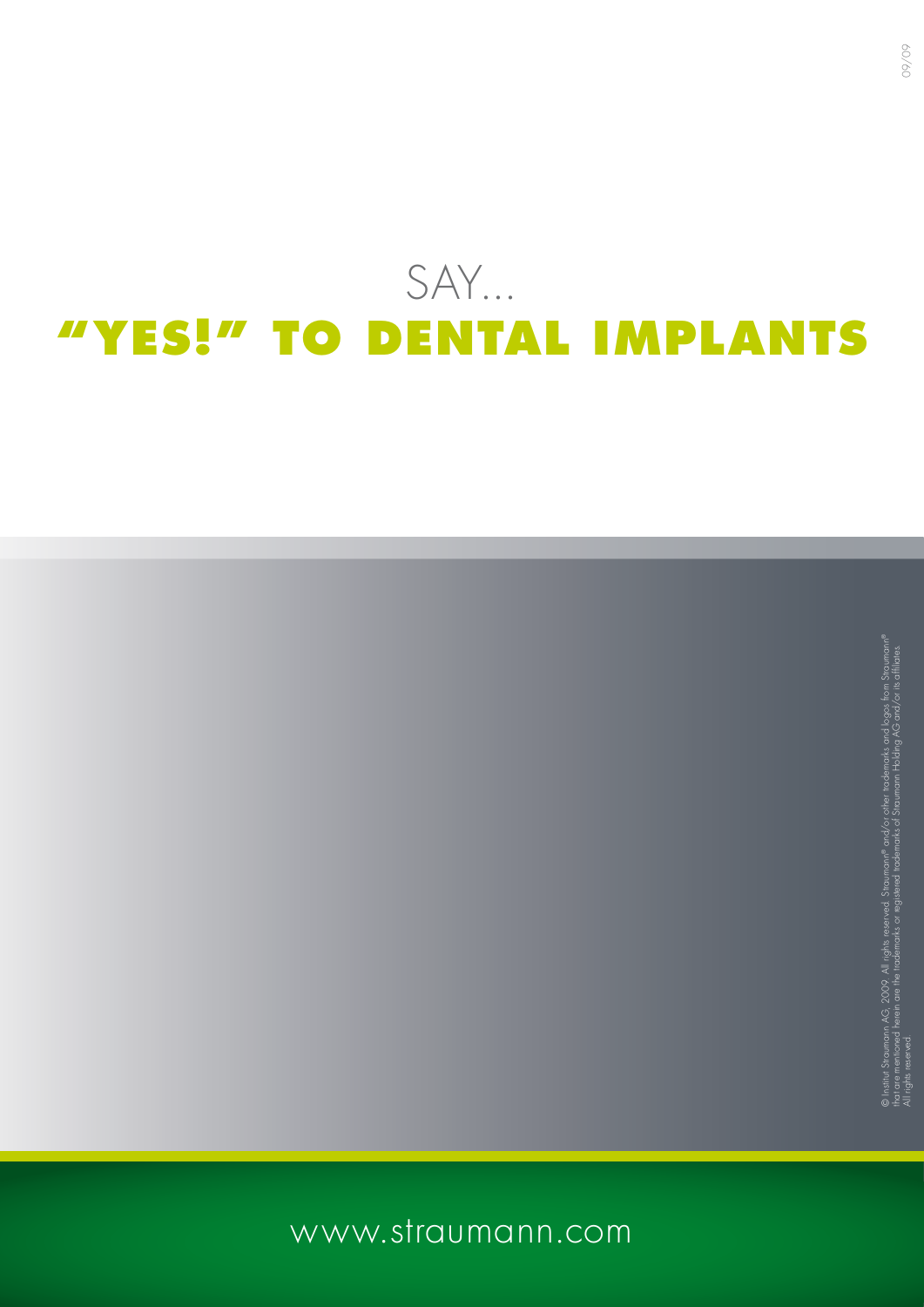SAY...

# "YES!" TO DENTAL IMPLANTS

© Institut Straumann AG, 2009. All rights reserved. Straumann® and/or other trademarks and logos from Straumann® that are mentioned herein are the trademarks or registered trademarks of Straumann Holding AG and/or its affiliates. All rights reserved.

www.straumann.com

09/09